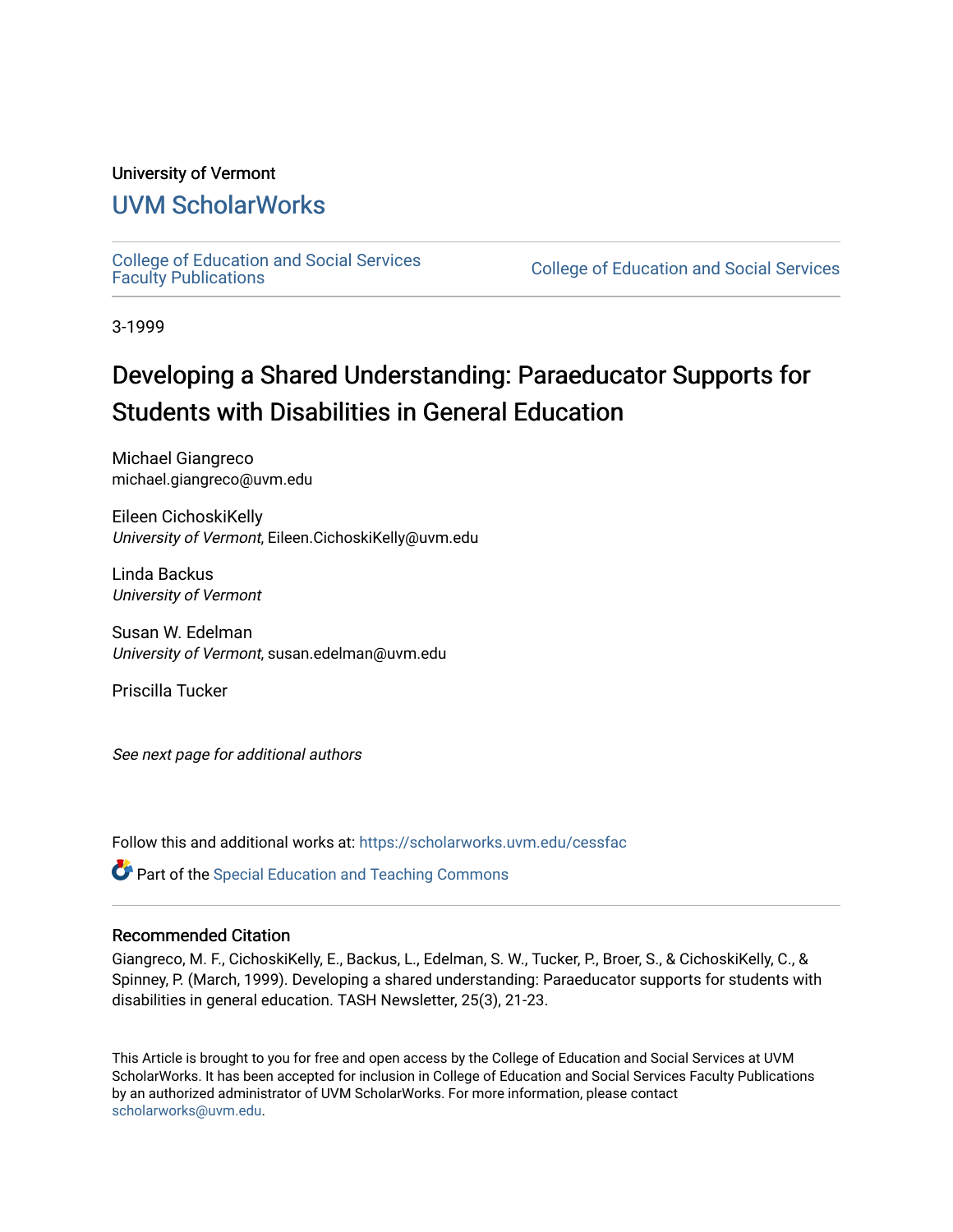University of Vermont

## UVM ScholarWorks

College of Education and Social Services Faculty Publications | College of Education and Social Services

3-1999

# Developing a Shared Understanding: Paraeducator Supports for Students with Disabilities in General Education

Michael Giangreco
michael.giangreco@uvm.edu

Eileen CichoskiKelly
*University of Vermont*, Eileen.CichoskiKelly@uvm.edu

Linda Backus
*University of Vermont*

Susan W. Edelman
*University of Vermont*, susan.edelman@uvm.edu

Priscilla Tucker

*See next page for additional authors*

Follow this and additional works at: https://scholarworks.uvm.edu/cessfac

Part of the Special Education and Teaching Commons

### Recommended Citation

Giangreco, M. F., CichoskiKelly, E., Backus, L., Edelman, S. W., Tucker, P., Broer, S., & CichoskiKelly, C., & Spinney, P. (March, 1999). Developing a shared understanding: Paraeducator supports for students with disabilities in general education. TASH Newsletter, 25(3), 21-23.

This Article is brought to you for free and open access by the College of Education and Social Services at UVM ScholarWorks. It has been accepted for inclusion in College of Education and Social Services Faculty Publications by an authorized administrator of UVM ScholarWorks. For more information, please contact scholarworks@uvm.edu.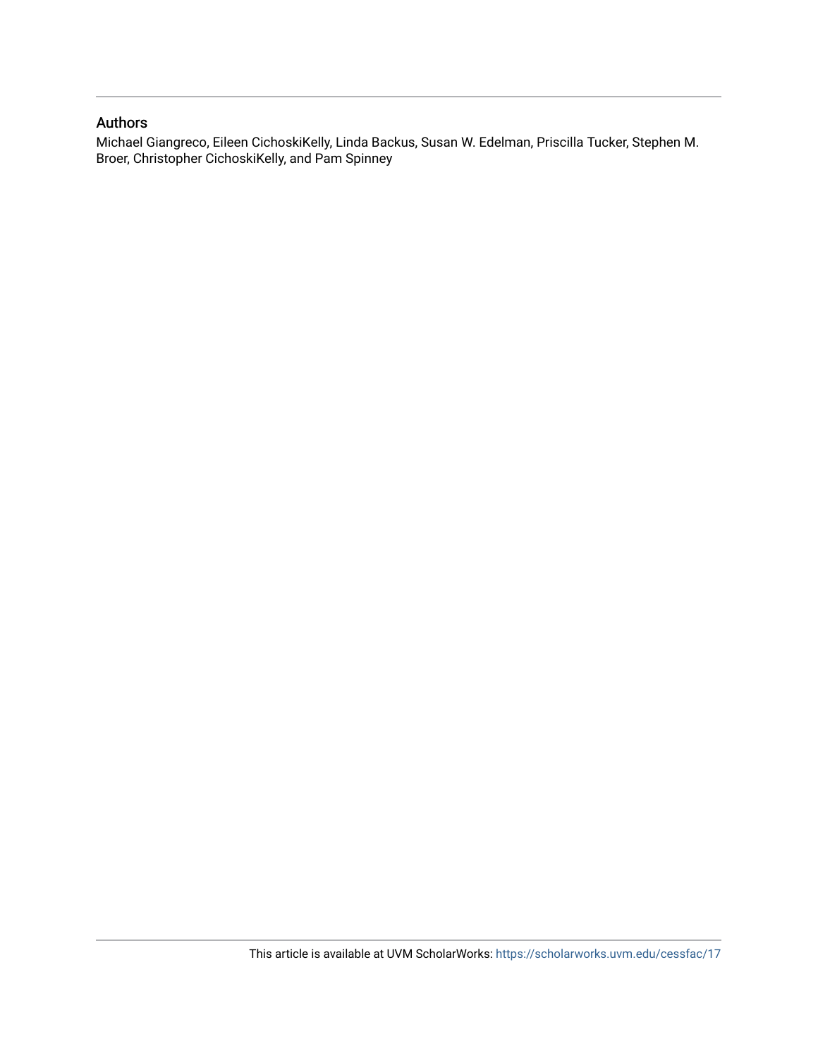## Authors

Michael Giangreco, Eileen CichoskiKelly, Linda Backus, Susan W. Edelman, Priscilla Tucker, Stephen M. Broer, Christopher CichoskiKelly, and Pam Spinney

This article is available at UVM ScholarWorks: https://scholarworks.uvm.edu/cessfac/17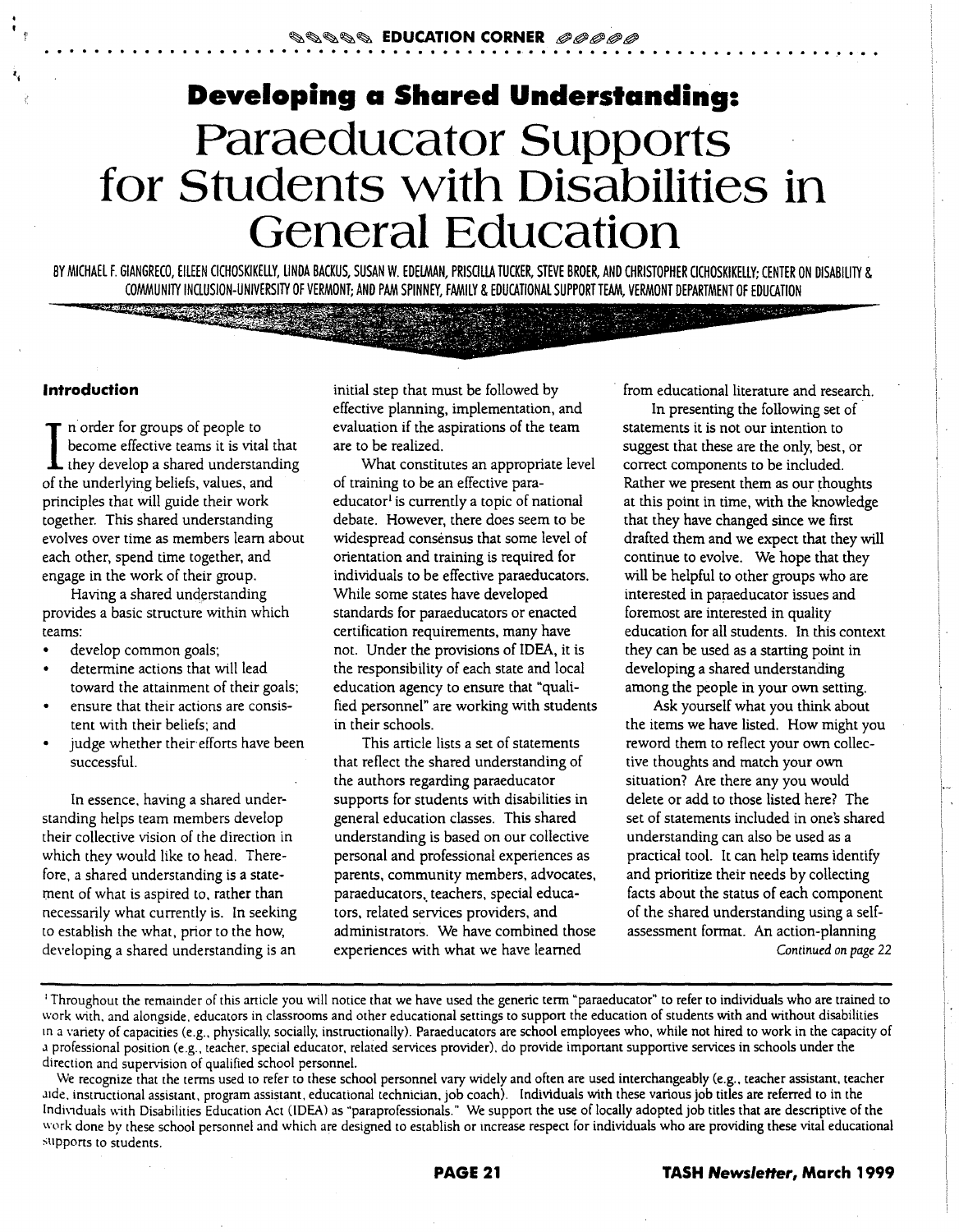EDUCATION CORNER

# Developing a Shared Understanding: Paraeducator Supports for Students with Disabilities in General Education

BY MICHAEL F. GIANGRECO, EILEEN CICHOSKIKELLY, LINDA BACKUS, SUSAN W. EDELMAN, PRISCILLA TUCKER, STEVE BROER, AND CHRISTOPHER CICHOSKIKELLY; CENTER ON DISABILITY & COMMUNITY INCLUSION-UNIVERSITY OF VERMONT; AND PAM SPINNEY, FAMILY & EDUCATIONAL SUPPORT TEAM, VERMONT DEPARTMENT OF EDUCATION

## Introduction

In order for groups of people to become effective teams it is vital that they develop a shared understanding of the underlying beliefs, values, and principles that will guide their work together. This shared understanding evolves over time as members learn about each other, spend time together, and engage in the work of their group.

Having a shared understanding provides a basic structure within which teams:

- develop common goals;
- determine actions that will lead toward the attainment of their goals;
- ensure that their actions are consistent with their beliefs; and
- judge whether their efforts have been successful.

In essence, having a shared understanding helps team members develop their collective vision of the direction in which they would like to head. Therefore, a shared understanding is a statement of what is aspired to, rather than necessarily what currently is. In seeking to establish the what, prior to the how, developing a shared understanding is an initial step that must be followed by effective planning, implementation, and evaluation if the aspirations of the team are to be realized.

What constitutes an appropriate level of training to be an effective paraeducator[1] is currently a topic of national debate. However, there does seem to be widespread consensus that some level of orientation and training is required for individuals to be effective paraeducators. While some states have developed standards for paraeducators or enacted certification requirements, many have not. Under the provisions of IDEA, it is the responsibility of each state and local education agency to ensure that "qualified personnel" are working with students in their schools.

This article lists a set of statements that reflect the shared understanding of the authors regarding paraeducator supports for students with disabilities in general education classes. This shared understanding is based on our collective personal and professional experiences as parents, community members, advocates, paraeducators, teachers, special educators, related services providers, and administrators. We have combined those experiences with what we have learned from educational literature and research.

In presenting the following set of statements it is not our intention to suggest that these are the only, best, or correct components to be included. Rather we present them as our thoughts at this point in time, with the knowledge that they have changed since we first drafted them and we expect that they will continue to evolve. We hope that they will be helpful to other groups who are interested in paraeducator issues and foremost are interested in quality education for all students. In this context they can be used as a starting point in developing a shared understanding among the people in your own setting.

Ask yourself what you think about the items we have listed. How might you reword them to reflect your own collective thoughts and match your own situation? Are there any you would delete or add to those listed here? The set of statements included in one's shared understanding can also be used as a practical tool. It can help teams identify and prioritize their needs by collecting facts about the status of each component of the shared understanding using a self-assessment format. An action-planning

*Continued on page 22*

[1] Throughout the remainder of this article you will notice that we have used the generic term "paraeducator" to refer to individuals who are trained to work with, and alongside, educators in classrooms and other educational settings to support the education of students with and without disabilities in a variety of capacities (e.g., physically, socially, instructionally). Paraeducators are school employees who, while not hired to work in the capacity of a professional position (e.g., teacher, special educator, related services provider), do provide important supportive services in schools under the direction and supervision of qualified school personnel.

We recognize that the terms used to refer to these school personnel vary widely and often are used interchangeably (e.g., teacher assistant, teacher aide, instructional assistant, program assistant, educational technician, job coach). Individuals with these various job titles are referred to in the Individuals with Disabilities Education Act (IDEA) as "paraprofessionals." We support the use of locally adopted job titles that are descriptive of the work done by these school personnel and which are designed to establish or increase respect for individuals who are providing these vital educational supports to students.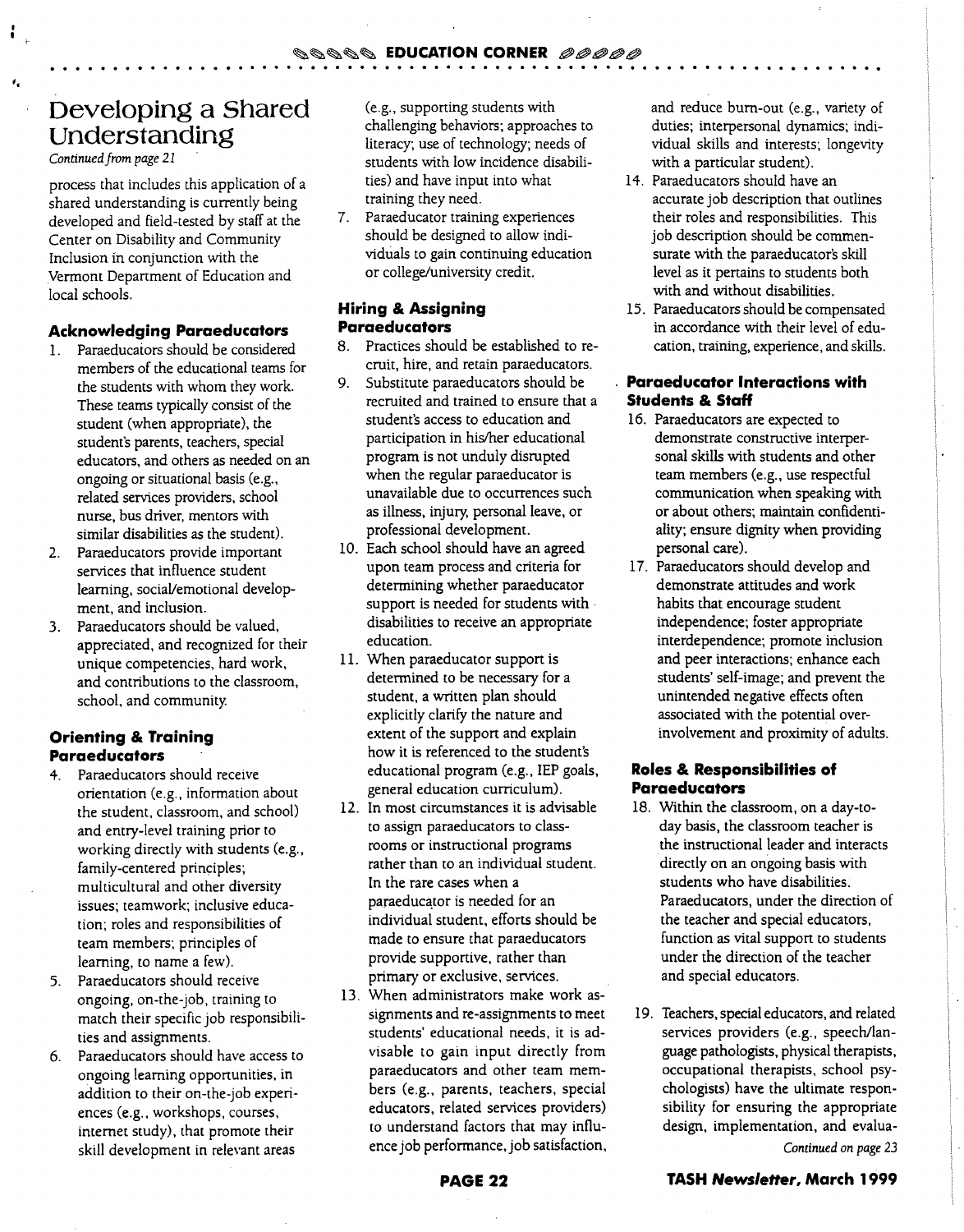# Developing a Shared Understanding

*Continued from page 21*

process that includes this application of a shared understanding is currently being developed and field-tested by staff at the Center on Disability and Community Inclusion in conjunction with the Vermont Department of Education and local schools.

### Acknowledging Paraeducators

1. Paraeducators should be considered members of the educational teams for the students with whom they work. These teams typically consist of the student (when appropriate), the student's parents, teachers, special educators, and others as needed on an ongoing or situational basis (e.g., related services providers, school nurse, bus driver, mentors with similar disabilities as the student).
2. Paraeducators provide important services that influence student learning, social/emotional development, and inclusion.
3. Paraeducators should be valued, appreciated, and recognized for their unique competencies, hard work, and contributions to the classroom, school, and community.

### Orienting & Training Paraeducators

4. Paraeducators should receive orientation (e.g., information about the student, classroom, and school) and entry-level training prior to working directly with students (e.g., family-centered principles; multicultural and other diversity issues; teamwork; inclusive education; roles and responsibilities of team members; principles of learning, to name a few).
5. Paraeducators should receive ongoing, on-the-job, training to match their specific job responsibilities and assignments.
6. Paraeducators should have access to ongoing learning opportunities, in addition to their on-the-job experiences (e.g., workshops, courses, internet study), that promote their skill development in relevant areas (e.g., supporting students with challenging behaviors; approaches to literacy; use of technology; needs of students with low incidence disabilities) and have input into what training they need.
7. Paraeducator training experiences should be designed to allow individuals to gain continuing education or college/university credit.

### Hiring & Assigning Paraeducators

8. Practices should be established to recruit, hire, and retain paraeducators.
9. Substitute paraeducators should be recruited and trained to ensure that a student's access to education and participation in his/her educational program is not unduly disrupted when the regular paraeducator is unavailable due to occurrences such as illness, injury, personal leave, or professional development.
10. Each school should have an agreed upon team process and criteria for determining whether paraeducator support is needed for students with disabilities to receive an appropriate education.
11. When paraeducator support is determined to be necessary for a student, a written plan should explicitly clarify the nature and extent of the support and explain how it is referenced to the student's educational program (e.g., IEP goals, general education curriculum).
12. In most circumstances it is advisable to assign paraeducators to classrooms or instructional programs rather than to an individual student. In the rare cases when a paraeducator is needed for an individual student, efforts should be made to ensure that paraeducators provide supportive, rather than primary or exclusive, services.
13. When administrators make work assignments and re-assignments to meet students' educational needs, it is advisable to gain input directly from paraeducators and other team members (e.g., parents, teachers, special educators, related services providers) to understand factors that may influence job performance, job satisfaction, and reduce burn-out (e.g., variety of duties; interpersonal dynamics; individual skills and interests; longevity with a particular student).
14. Paraeducators should have an accurate job description that outlines their roles and responsibilities. This job description should be commensurate with the paraeducator's skill level as it pertains to students both with and without disabilities.
15. Paraeducators should be compensated in accordance with their level of education, training, experience, and skills.

### Paraeducator Interactions with Students & Staff

16. Paraeducators are expected to demonstrate constructive interpersonal skills with students and other team members (e.g., use respectful communication when speaking with or about others; maintain confidentiality; ensure dignity when providing personal care).
17. Paraeducators should develop and demonstrate attitudes and work habits that encourage student independence; foster appropriate interdependence; promote inclusion and peer interactions; enhance each students' self-image; and prevent the unintended negative effects often associated with the potential over-involvement and proximity of adults.

### Roles & Responsibilities of Paraeducators

18. Within the classroom, on a day-to-day basis, the classroom teacher is the instructional leader and interacts directly on an ongoing basis with students who have disabilities. Paraeducators, under the direction of the teacher and special educators, function as vital support to students under the direction of the teacher and special educators.
19. Teachers, special educators, and related services providers (e.g., speech/language pathologists, physical therapists, occupational therapists, school psychologists) have the ultimate responsibility for ensuring the appropriate design, implementation, and evalua-

*Continued on page 23*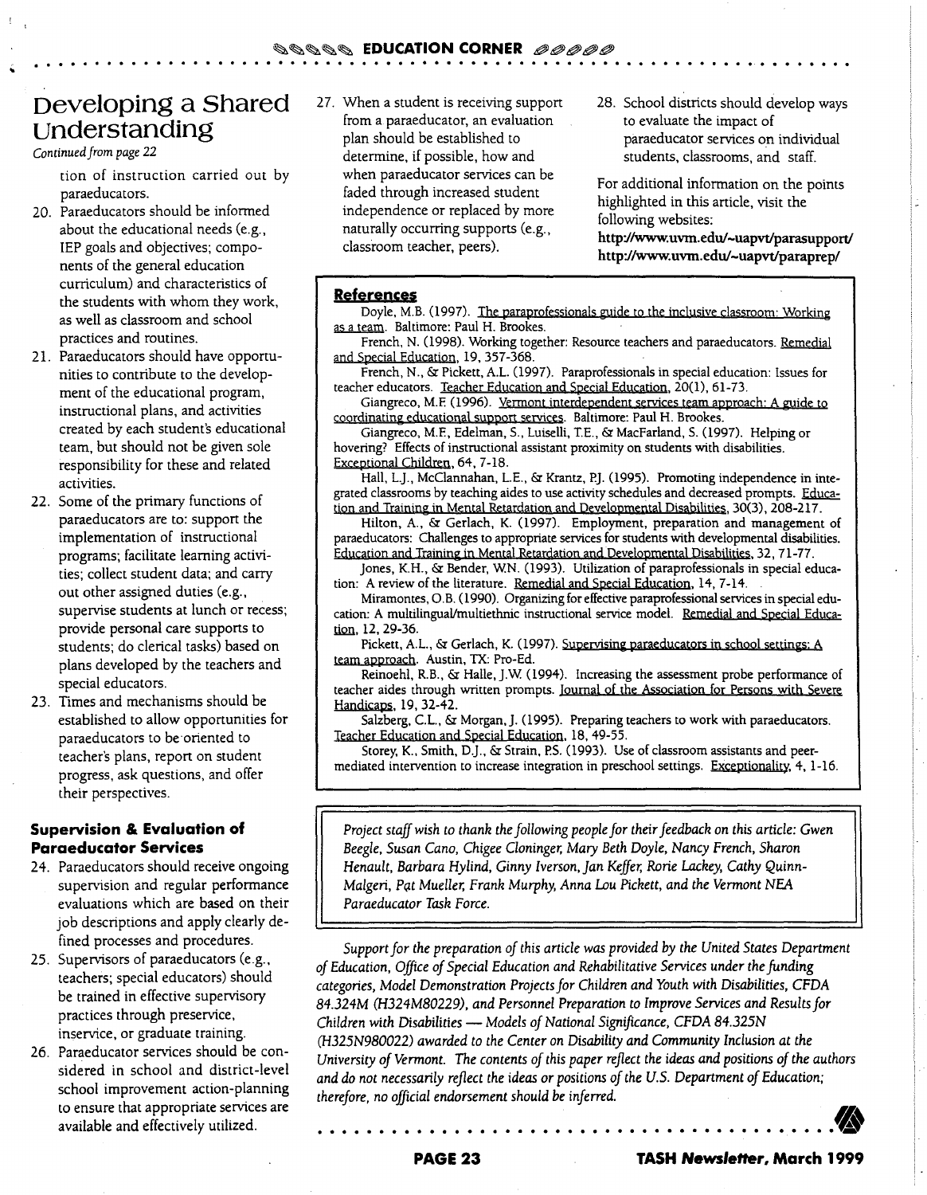# Developing a Shared Understanding

*Continued from page 22*

tion of instruction carried out by paraeducators.

20. Paraeducators should be informed about the educational needs (e.g., IEP goals and objectives; components of the general education curriculum) and characteristics of the students with whom they work, as well as classroom and school practices and routines.
21. Paraeducators should have opportunities to contribute to the development of the educational program, instructional plans, and activities created by each student's educational team, but should not be given sole responsibility for these and related activities.
22. Some of the primary functions of paraeducators are to: support the implementation of instructional programs; facilitate learning activities; collect student data; and carry out other assigned duties (e.g., supervise students at lunch or recess; provide personal care supports to students; do clerical tasks) based on plans developed by the teachers and special educators.
23. Times and mechanisms should be established to allow opportunities for paraeducators to be oriented to teacher's plans, report on student progress, ask questions, and offer their perspectives.

### Supervision & Evaluation of Paraeducator Services

24. Paraeducators should receive ongoing supervision and regular performance evaluations which are based on their job descriptions and apply clearly defined processes and procedures.
25. Supervisors of paraeducators (e.g., teachers; special educators) should be trained in effective supervisory practices through preservice, inservice, or graduate training.
26. Paraeducator services should be considered in school and district-level school improvement action-planning to ensure that appropriate services are available and effectively utilized.
27. When a student is receiving support from a paraeducator, an evaluation plan should be established to determine, if possible, how and when paraeducator services can be faded through increased student independence or replaced by more naturally occurring supports (e.g., classroom teacher, peers).
28. School districts should develop ways to evaluate the impact of paraeducator services on individual students, classrooms, and staff.

For additional information on the points highlighted in this article, visit the following websites:

**http://www.uvm.edu/~uapvt/parasupport/**
**http://www.uvm.edu/~uapvt/paraprep/**

### References

Doyle, M.B. (1997). The paraprofessionals guide to the inclusive classroom: Working as a team. Baltimore: Paul H. Brookes.

French, N. (1998). Working together: Resource teachers and paraeducators. Remedial and Special Education, 19, 357-368.

French, N., & Pickett, A.L. (1997). Paraprofessionals in special education: Issues for teacher educators. Teacher Education and Special Education, 20(1), 61-73.

Giangreco, M.F. (1996). Vermont interdependent services team approach: A guide to coordinating educational support services. Baltimore: Paul H. Brookes.

Giangreco, M.F., Edelman, S., Luiselli, T.E., & MacFarland, S. (1997). Helping or hovering? Effects of instructional assistant proximity on students with disabilities. Exceptional Children, 64, 7-18.

Hall, L.J., McClannahan, L.E., & Krantz, P.J. (1995). Promoting independence in integrated classrooms by teaching aides to use activity schedules and decreased prompts. Education and Training in Mental Retardation and Developmental Disabilities, 30(3), 208-217.

Hilton, A., & Gerlach, K. (1997). Employment, preparation and management of paraeducators: Challenges to appropriate services for students with developmental disabilities. Education and Training in Mental Retardation and Developmental Disabilities, 32, 71-77.

Jones, K.H., & Bender, W.N. (1993). Utilization of paraprofessionals in special education: A review of the literature. Remedial and Special Education, 14, 7-14.

Miramontes, O.B. (1990). Organizing for effective paraprofessional services in special education: A multilingual/multiethnic instructional service model. Remedial and Special Education, 12, 29-36.

Pickett, A.L., & Gerlach, K. (1997). Supervising paraeducators in school settings: A team approach. Austin, TX: Pro-Ed.

Reinoehl, R.B., & Halle, J.W. (1994). Increasing the assessment probe performance of teacher aides through written prompts. Journal of the Association for Persons with Severe Handicaps, 19, 32-42.

Salzberg, C.L., & Morgan, J. (1995). Preparing teachers to work with paraeducators. Teacher Education and Special Education, 18, 49-55.

Storey, K., Smith, D.J., & Strain, P.S. (1993). Use of classroom assistants and peer-mediated intervention to increase integration in preschool settings. Exceptionality, 4, 1-16.

*Project staff wish to thank the following people for their feedback on this article: Gwen Beegle, Susan Cano, Chigee Cloninger, Mary Beth Doyle, Nancy French, Sharon Henault, Barbara Hylind, Ginny Iverson, Jan Keffer, Rorie Lackey, Cathy Quinn-Malgeri, Pat Mueller, Frank Murphy, Anna Lou Pickett, and the Vermont NEA Paraeducator Task Force.*

*Support for the preparation of this article was provided by the United States Department of Education, Office of Special Education and Rehabilitative Services under the funding categories, Model Demonstration Projects for Children and Youth with Disabilities, CFDA 84.324M (H324M80229), and Personnel Preparation to Improve Services and Results for Children with Disabilities — Models of National Significance, CFDA 84.325N (H325N980022) awarded to the Center on Disability and Community Inclusion at the University of Vermont. The contents of this paper reflect the ideas and positions of the authors and do not necessarily reflect the ideas or positions of the U.S. Department of Education; therefore, no official endorsement should be inferred.*